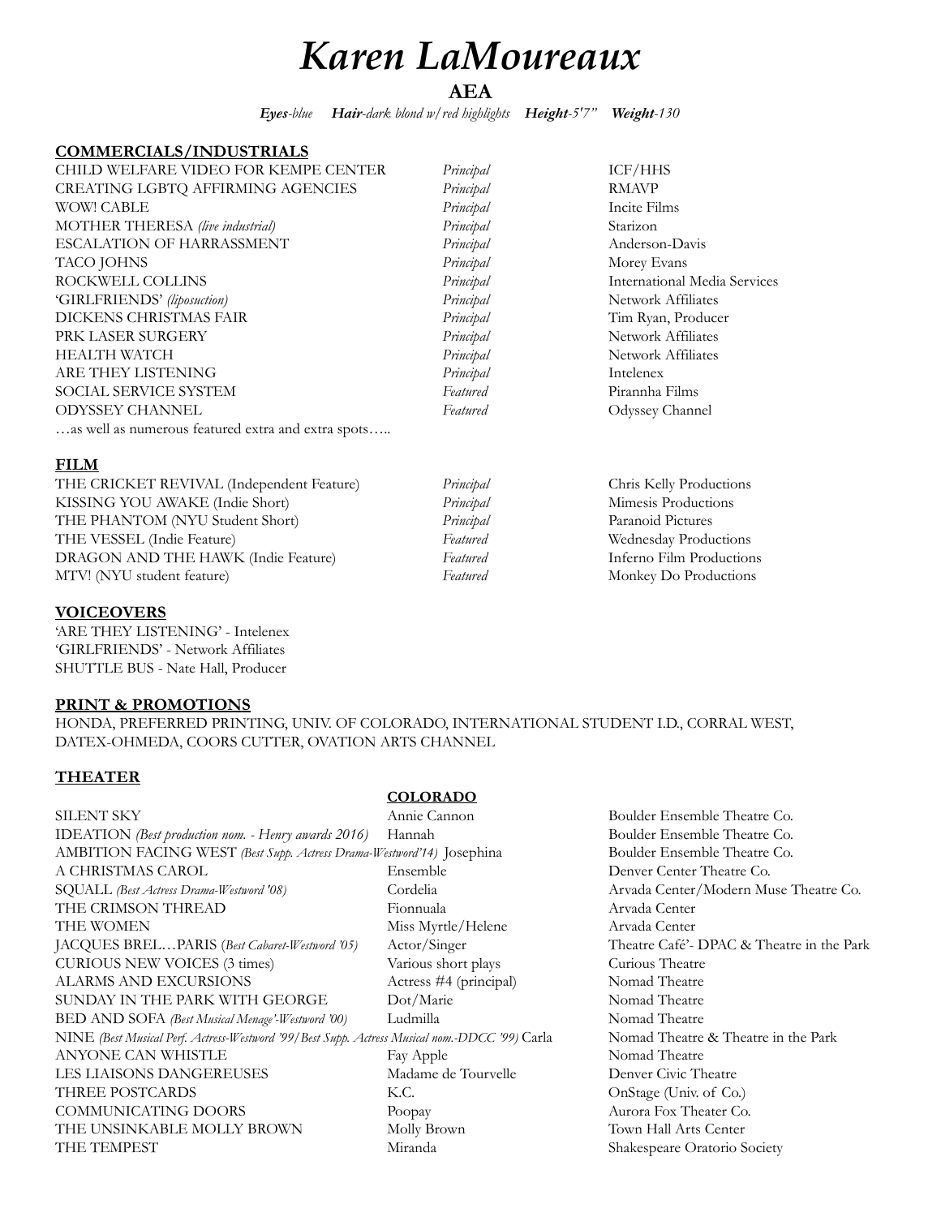# *Karen LaMoureaux*

**AEA**

***Eyes**-blue* ***Hair**-dark blond w/red highlights* ***Height**-5'7"* ***Weight**-130*

## COMMERCIALS/INDUSTRIALS

| | | |
|---|---|---|
| CHILD WELFARE VIDEO FOR KEMPE CENTER | *Principal* | ICF/HHS |
| CREATING LGBTQ AFFIRMING AGENCIES | *Principal* | RMAVP |
| WOW! CABLE | *Principal* | Incite Films |
| MOTHER THERESA *(live industrial)* | *Principal* | Starizon |
| ESCALATION OF HARRASSMENT | *Principal* | Anderson-Davis |
| TACO JOHNS | *Principal* | Morey Evans |
| ROCKWELL COLLINS | *Principal* | International Media Services |
| 'GIRLFRIENDS' *(liposuction)* | *Principal* | Network Affiliates |
| DICKENS CHRISTMAS FAIR | *Principal* | Tim Ryan, Producer |
| PRK LASER SURGERY | *Principal* | Network Affiliates |
| HEALTH WATCH | *Principal* | Network Affiliates |
| ARE THEY LISTENING | *Principal* | Intelenex |
| SOCIAL SERVICE SYSTEM | *Featured* | Pirannha Films |
| ODYSSEY CHANNEL | *Featured* | Odyssey Channel |

…as well as numerous featured extra and extra spots…..

## FILM

| | | |
|---|---|---|
| THE CRICKET REVIVAL (Independent Feature) | *Principal* | Chris Kelly Productions |
| KISSING YOU AWAKE (Indie Short) | *Principal* | Mimesis Productions |
| THE PHANTOM (NYU Student Short) | *Principal* | Paranoid Pictures |
| THE VESSEL (Indie Feature) | *Featured* | Wednesday Productions |
| DRAGON AND THE HAWK (Indie Feature) | *Featured* | Inferno Film Productions |
| MTV! (NYU student feature) | *Featured* | Monkey Do Productions |

## VOICEOVERS

'ARE THEY LISTENING' - Intelenex
'GIRLFRIENDS' - Network Affiliates
SHUTTLE BUS - Nate Hall, Producer

## PRINT & PROMOTIONS

HONDA, PREFERRED PRINTING, UNIV. OF COLORADO, INTERNATIONAL STUDENT I.D., CORRAL WEST, DATEX-OHMEDA, COORS CUTTER, OVATION ARTS CHANNEL

## THEATER

### COLORADO

| | | |
|---|---|---|
| SILENT SKY | Annie Cannon | Boulder Ensemble Theatre Co. |
| IDEATION *(Best production nom. - Henry awards 2016)* | Hannah | Boulder Ensemble Theatre Co. |
| AMBITION FACING WEST *(Best Supp. Actress Drama-Westword'14)* | Josephina | Boulder Ensemble Theatre Co. |
| A CHRISTMAS CAROL | Ensemble | Denver Center Theatre Co. |
| SQUALL *(Best Actress Drama-Westword '08)* | Cordelia | Arvada Center/Modern Muse Theatre Co. |
| THE CRIMSON THREAD | Fionnuala | Arvada Center |
| THE WOMEN | Miss Myrtle/Helene | Arvada Center |
| JACQUES BREL…PARIS (*Best Cabaret-Westword '05)* | Actor/Singer | Theatre Café'- DPAC & Theatre in the Park |
| CURIOUS NEW VOICES (3 times) | Various short plays | Curious Theatre |
| ALARMS AND EXCURSIONS | Actress #4 (principal) | Nomad Theatre |
| SUNDAY IN THE PARK WITH GEORGE | Dot/Marie | Nomad Theatre |
| BED AND SOFA *(Best Musical Menage'-Westword '00)* | Ludmilla | Nomad Theatre |
| NINE *(Best Musical Perf. Actress-Westword '99/Best Supp. Actress Musical nom.-DDCC '99)* | Carla | Nomad Theatre & Theatre in the Park |
| ANYONE CAN WHISTLE | Fay Apple | Nomad Theatre |
| LES LIAISONS DANGEREUSES | Madame de Tourvelle | Denver Civic Theatre |
| THREE POSTCARDS | K.C. | OnStage (Univ. of Co.) |
| COMMUNICATING DOORS | Poopay | Aurora Fox Theater Co. |
| THE UNSINKABLE MOLLY BROWN | Molly Brown | Town Hall Arts Center |
| THE TEMPEST | Miranda | Shakespeare Oratorio Society |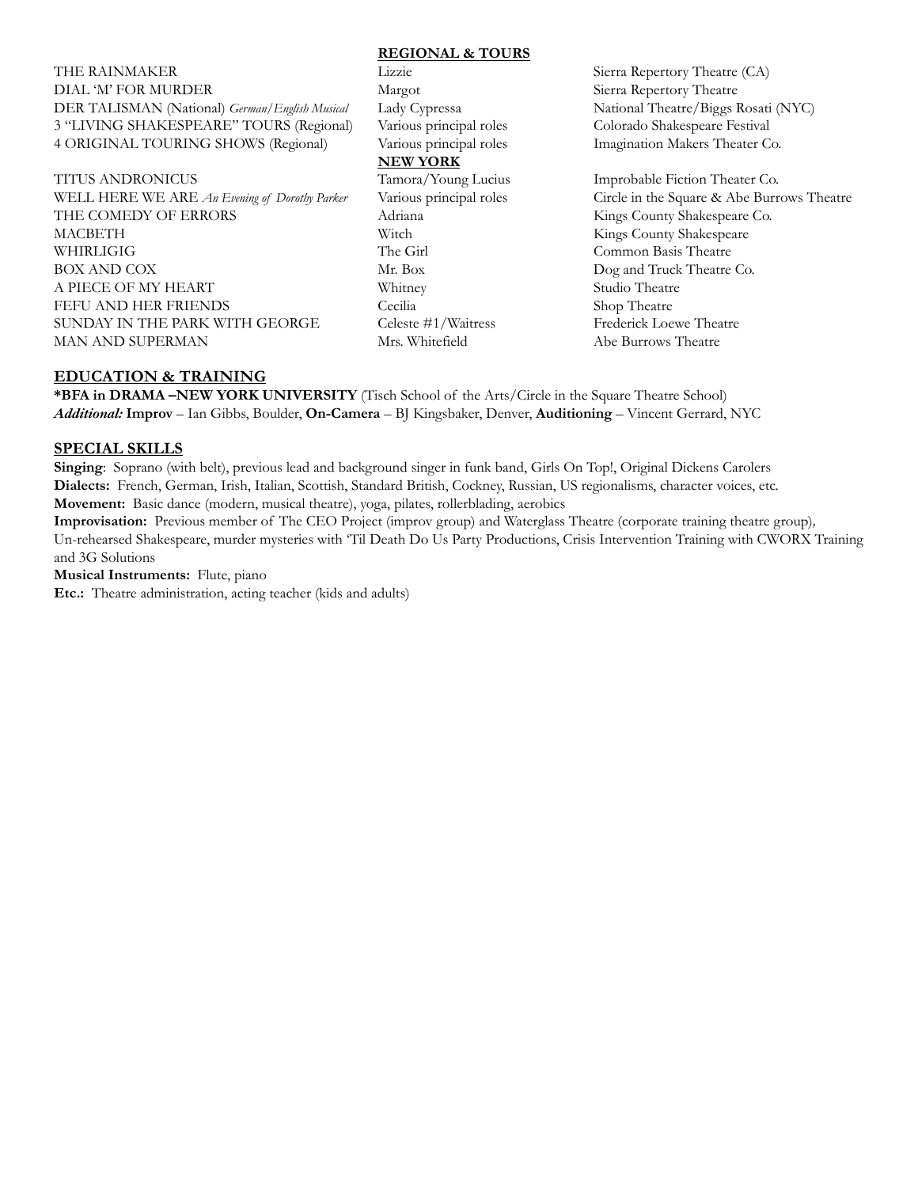## REGIONAL & TOURS

| | | |
|---|---|---|
| THE RAINMAKER | Lizzie | Sierra Repertory Theatre (CA) |
| DIAL 'M' FOR MURDER | Margot | Sierra Repertory Theatre |
| DER TALISMAN (National) *German/English Musical* | Lady Cypressa | National Theatre/Biggs Rosati (NYC) |
| 3 "LIVING SHAKESPEARE" TOURS (Regional) | Various principal roles | Colorado Shakespeare Festival |
| 4 ORIGINAL TOURING SHOWS (Regional) | Various principal roles | Imagination Makers Theater Co. |

## NEW YORK

| | | |
|---|---|---|
| TITUS ANDRONICUS | Tamora/Young Lucius | Improbable Fiction Theater Co. |
| WELL HERE WE ARE *An Evening of Dorothy Parker* | Various principal roles | Circle in the Square & Abe Burrows Theatre |
| THE COMEDY OF ERRORS | Adriana | Kings County Shakespeare Co. |
| MACBETH | Witch | Kings County Shakespeare |
| WHIRLIGIG | The Girl | Common Basis Theatre |
| BOX AND COX | Mr. Box | Dog and Truck Theatre Co. |
| A PIECE OF MY HEART | Whitney | Studio Theatre |
| FEFU AND HER FRIENDS | Cecilia | Shop Theatre |
| SUNDAY IN THE PARK WITH GEORGE | Celeste #1/Waitress | Frederick Loewe Theatre |
| MAN AND SUPERMAN | Mrs. Whitefield | Abe Burrows Theatre |

## EDUCATION & TRAINING

**\*BFA in DRAMA –NEW YORK UNIVERSITY** (Tisch School of the Arts/Circle in the Square Theatre School)
***Additional:*** **Improv** – Ian Gibbs, Boulder, **On-Camera** – BJ Kingsbaker, Denver, **Auditioning** – Vincent Gerrard, NYC

## SPECIAL SKILLS

**Singing**: Soprano (with belt), previous lead and background singer in funk band, Girls On Top!, Original Dickens Carolers
**Dialects:** French, German, Irish, Italian, Scottish, Standard British, Cockney, Russian, US regionalisms, character voices, etc.
**Movement:** Basic dance (modern, musical theatre), yoga, pilates, rollerblading, aerobics
**Improvisation:** Previous member of The CEO Project (improv group) and Waterglass Theatre (corporate training theatre group), Un-rehearsed Shakespeare, murder mysteries with 'Til Death Do Us Party Productions, Crisis Intervention Training with CWORX Training and 3G Solutions
**Musical Instruments:** Flute, piano
**Etc.:** Theatre administration, acting teacher (kids and adults)